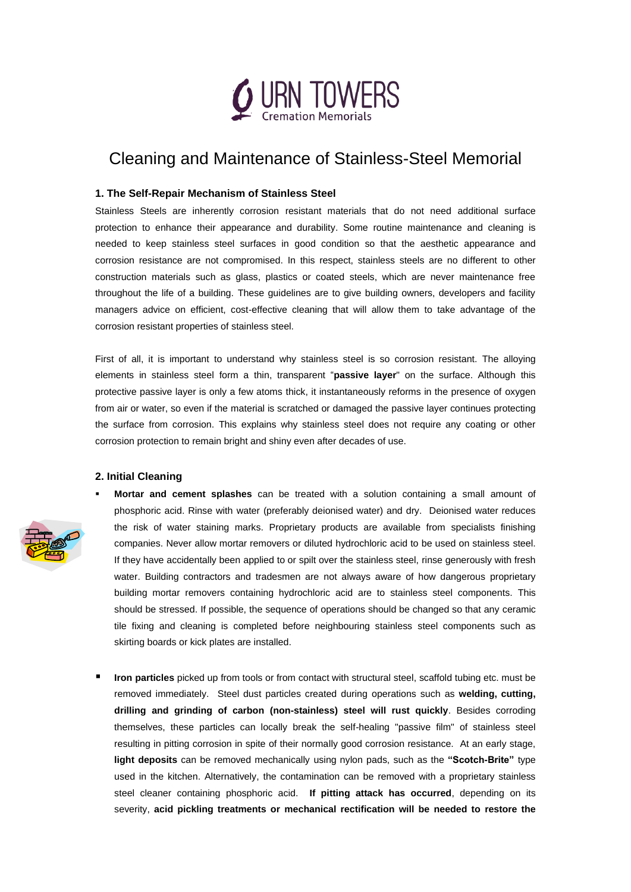URN TOWERS
Cremation Memorials

# Cleaning and Maintenance of Stainless-Steel Memorial

### 1. The Self-Repair Mechanism of Stainless Steel

Stainless Steels are inherently corrosion resistant materials that do not need additional surface protection to enhance their appearance and durability. Some routine maintenance and cleaning is needed to keep stainless steel surfaces in good condition so that the aesthetic appearance and corrosion resistance are not compromised. In this respect, stainless steels are no different to other construction materials such as glass, plastics or coated steels, which are never maintenance free throughout the life of a building. These guidelines are to give building owners, developers and facility managers advice on efficient, cost-effective cleaning that will allow them to take advantage of the corrosion resistant properties of stainless steel.

First of all, it is important to understand why stainless steel is so corrosion resistant. The alloying elements in stainless steel form a thin, transparent "**passive layer**" on the surface. Although this protective passive layer is only a few atoms thick, it instantaneously reforms in the presence of oxygen from air or water, so even if the material is scratched or damaged the passive layer continues protecting the surface from corrosion. This explains why stainless steel does not require any coating or other corrosion protection to remain bright and shiny even after decades of use.

### 2. Initial Cleaning

- **Mortar and cement splashes** can be treated with a solution containing a small amount of phosphoric acid. Rinse with water (preferably deionised water) and dry. Deionised water reduces the risk of water staining marks. Proprietary products are available from specialists finishing companies. Never allow mortar removers or diluted hydrochloric acid to be used on stainless steel. If they have accidentally been applied to or spilt over the stainless steel, rinse generously with fresh water. Building contractors and tradesmen are not always aware of how dangerous proprietary building mortar removers containing hydrochloric acid are to stainless steel components. This should be stressed. If possible, the sequence of operations should be changed so that any ceramic tile fixing and cleaning is completed before neighbouring stainless steel components such as skirting boards or kick plates are installed.

- **Iron particles** picked up from tools or from contact with structural steel, scaffold tubing etc. must be removed immediately. Steel dust particles created during operations such as **welding, cutting, drilling and grinding of carbon (non-stainless) steel will rust quickly**. Besides corroding themselves, these particles can locally break the self-healing "passive film" of stainless steel resulting in pitting corrosion in spite of their normally good corrosion resistance. At an early stage, **light deposits** can be removed mechanically using nylon pads, such as the **"Scotch-Brite"** type used in the kitchen. Alternatively, the contamination can be removed with a proprietary stainless steel cleaner containing phosphoric acid. **If pitting attack has occurred**, depending on its severity, **acid pickling treatments or mechanical rectification will be needed to restore the**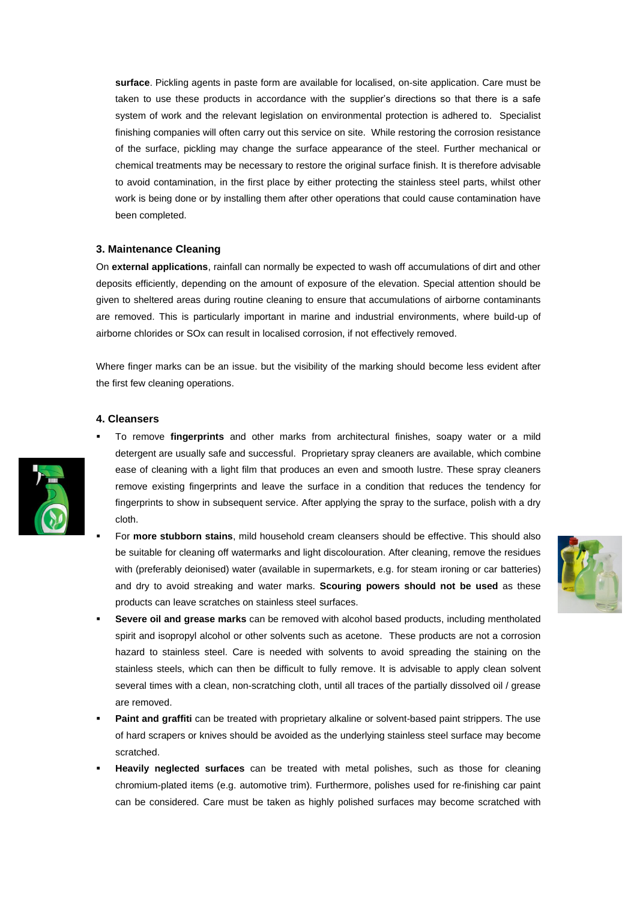**surface**. Pickling agents in paste form are available for localised, on-site application. Care must be taken to use these products in accordance with the supplier's directions so that there is a safe system of work and the relevant legislation on environmental protection is adhered to. Specialist finishing companies will often carry out this service on site. While restoring the corrosion resistance of the surface, pickling may change the surface appearance of the steel. Further mechanical or chemical treatments may be necessary to restore the original surface finish. It is therefore advisable to avoid contamination, in the first place by either protecting the stainless steel parts, whilst other work is being done or by installing them after other operations that could cause contamination have been completed.

### 3. Maintenance Cleaning

On **external applications**, rainfall can normally be expected to wash off accumulations of dirt and other deposits efficiently, depending on the amount of exposure of the elevation. Special attention should be given to sheltered areas during routine cleaning to ensure that accumulations of airborne contaminants are removed. This is particularly important in marine and industrial environments, where build-up of airborne chlorides or SOx can result in localised corrosion, if not effectively removed.

Where finger marks can be an issue. but the visibility of the marking should become less evident after the first few cleaning operations.

### 4. Cleansers

- To remove **fingerprints** and other marks from architectural finishes, soapy water or a mild detergent are usually safe and successful. Proprietary spray cleaners are available, which combine ease of cleaning with a light film that produces an even and smooth lustre. These spray cleaners remove existing fingerprints and leave the surface in a condition that reduces the tendency for fingerprints to show in subsequent service. After applying the spray to the surface, polish with a dry cloth.
- For **more stubborn stains**, mild household cream cleansers should be effective. This should also be suitable for cleaning off watermarks and light discolouration. After cleaning, remove the residues with (preferably deionised) water (available in supermarkets, e.g. for steam ironing or car batteries) and dry to avoid streaking and water marks. **Scouring powers should not be used** as these products can leave scratches on stainless steel surfaces.
- **Severe oil and grease marks** can be removed with alcohol based products, including mentholated spirit and isopropyl alcohol or other solvents such as acetone. These products are not a corrosion hazard to stainless steel. Care is needed with solvents to avoid spreading the staining on the stainless steels, which can then be difficult to fully remove. It is advisable to apply clean solvent several times with a clean, non-scratching cloth, until all traces of the partially dissolved oil / grease are removed.
- **Paint and graffiti** can be treated with proprietary alkaline or solvent-based paint strippers. The use of hard scrapers or knives should be avoided as the underlying stainless steel surface may become scratched.
- **Heavily neglected surfaces** can be treated with metal polishes, such as those for cleaning chromium-plated items (e.g. automotive trim). Furthermore, polishes used for re-finishing car paint can be considered. Care must be taken as highly polished surfaces may become scratched with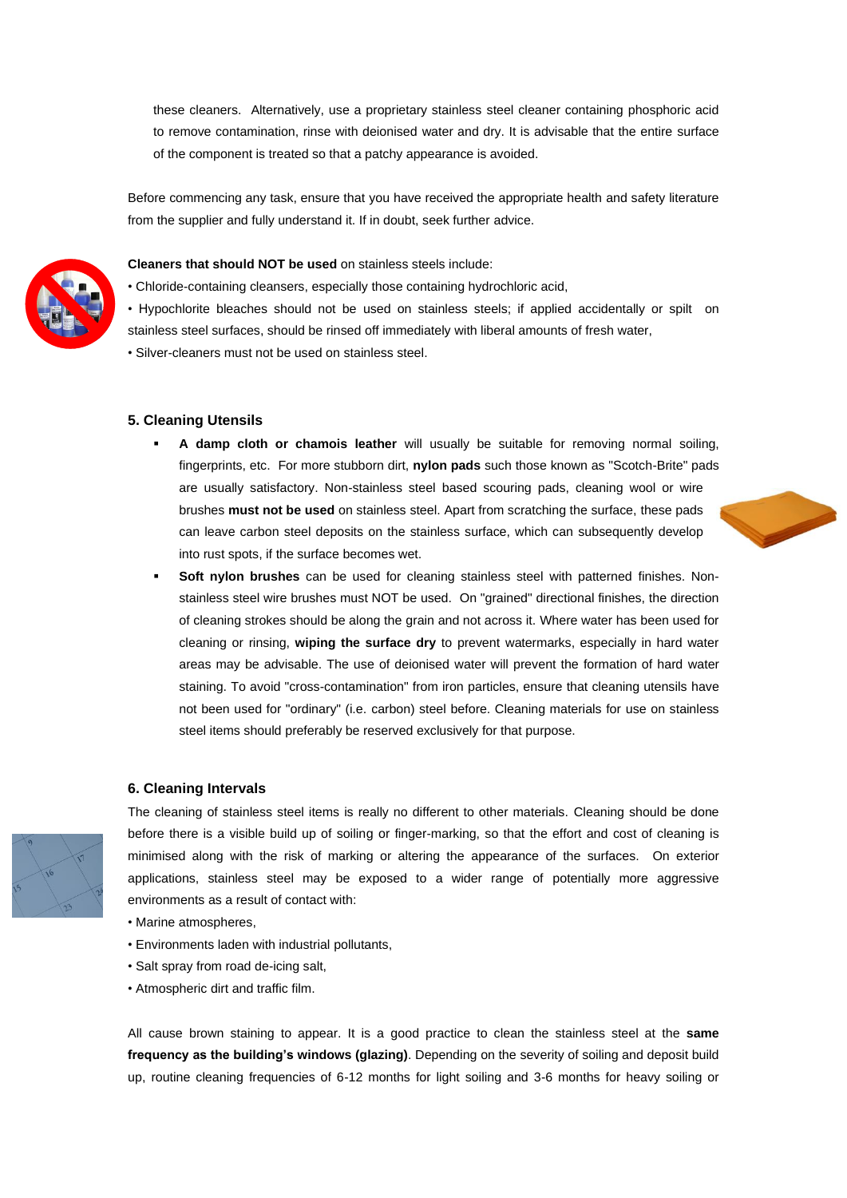these cleaners. Alternatively, use a proprietary stainless steel cleaner containing phosphoric acid to remove contamination, rinse with deionised water and dry. It is advisable that the entire surface of the component is treated so that a patchy appearance is avoided.

Before commencing any task, ensure that you have received the appropriate health and safety literature from the supplier and fully understand it. If in doubt, seek further advice.

**Cleaners that should NOT be used** on stainless steels include:

• Chloride-containing cleansers, especially those containing hydrochloric acid,

• Hypochlorite bleaches should not be used on stainless steels; if applied accidentally or spilt on stainless steel surfaces, should be rinsed off immediately with liberal amounts of fresh water,

• Silver-cleaners must not be used on stainless steel.

### 5. Cleaning Utensils

- **A damp cloth or chamois leather** will usually be suitable for removing normal soiling, fingerprints, etc. For more stubborn dirt, **nylon pads** such those known as "Scotch-Brite" pads are usually satisfactory. Non-stainless steel based scouring pads, cleaning wool or wire brushes **must not be used** on stainless steel. Apart from scratching the surface, these pads can leave carbon steel deposits on the stainless surface, which can subsequently develop into rust spots, if the surface becomes wet.
- **Soft nylon brushes** can be used for cleaning stainless steel with patterned finishes. Non-stainless steel wire brushes must NOT be used. On "grained" directional finishes, the direction of cleaning strokes should be along the grain and not across it. Where water has been used for cleaning or rinsing, **wiping the surface dry** to prevent watermarks, especially in hard water areas may be advisable. The use of deionised water will prevent the formation of hard water staining. To avoid "cross-contamination" from iron particles, ensure that cleaning utensils have not been used for "ordinary" (i.e. carbon) steel before. Cleaning materials for use on stainless steel items should preferably be reserved exclusively for that purpose.

### 6. Cleaning Intervals

The cleaning of stainless steel items is really no different to other materials. Cleaning should be done before there is a visible build up of soiling or finger-marking, so that the effort and cost of cleaning is minimised along with the risk of marking or altering the appearance of the surfaces. On exterior applications, stainless steel may be exposed to a wider range of potentially more aggressive environments as a result of contact with:

• Marine atmospheres,

• Environments laden with industrial pollutants,

• Salt spray from road de-icing salt,

• Atmospheric dirt and traffic film.

All cause brown staining to appear. It is a good practice to clean the stainless steel at the **same frequency as the building's windows (glazing)**. Depending on the severity of soiling and deposit build up, routine cleaning frequencies of 6-12 months for light soiling and 3-6 months for heavy soiling or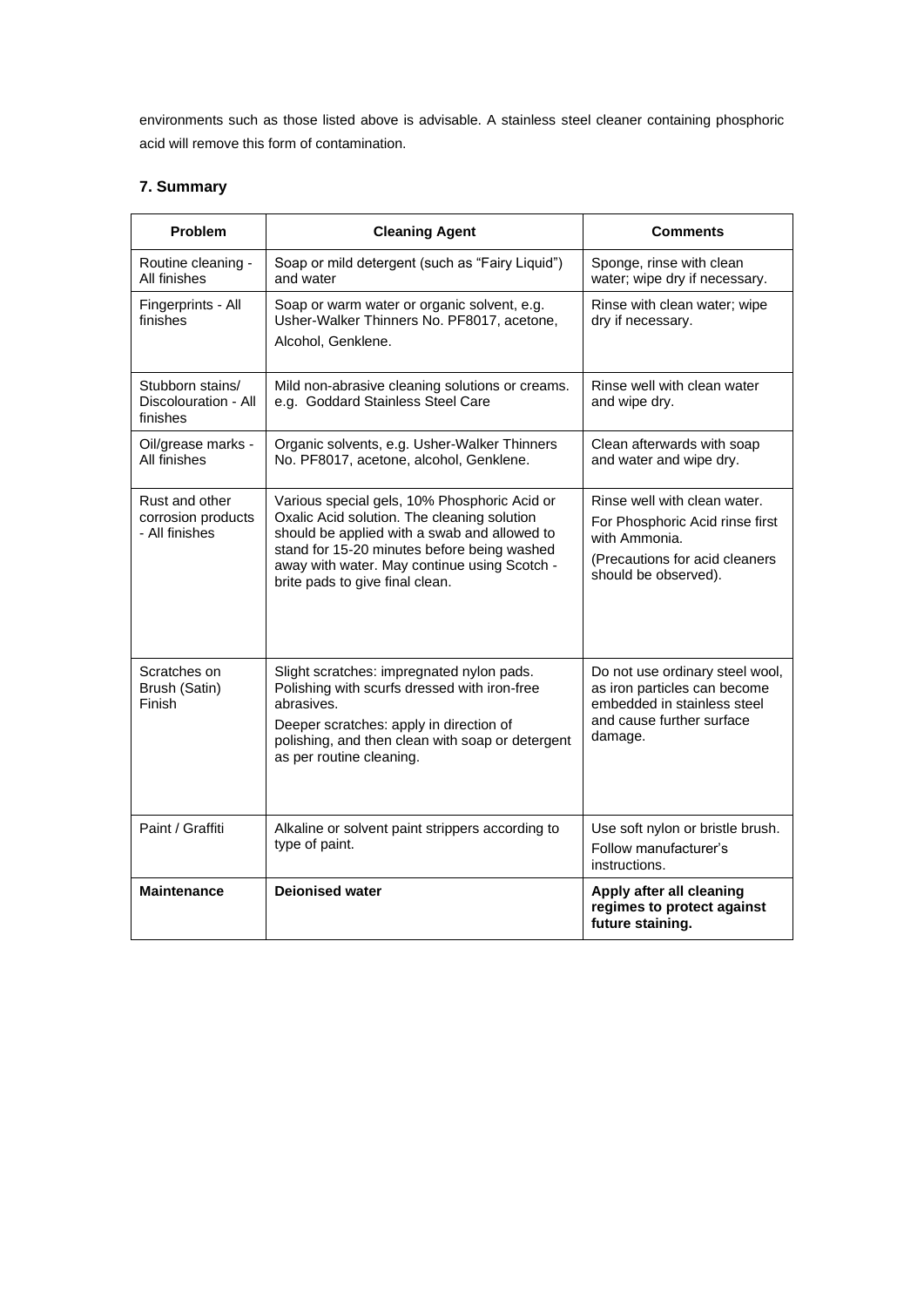environments such as those listed above is advisable. A stainless steel cleaner containing phosphoric acid will remove this form of contamination.

## 7. Summary

| Problem | Cleaning Agent | Comments |
|---|---|---|
| Routine cleaning - All finishes | Soap or mild detergent (such as "Fairy Liquid") and water | Sponge, rinse with clean water; wipe dry if necessary. |
| Fingerprints - All finishes | Soap or warm water or organic solvent, e.g. Usher-Walker Thinners No. PF8017, acetone, Alcohol, Genklene. | Rinse with clean water; wipe dry if necessary. |
| Stubborn stains/ Discolouration - All finishes | Mild non-abrasive cleaning solutions or creams. e.g. Goddard Stainless Steel Care | Rinse well with clean water and wipe dry. |
| Oil/grease marks - All finishes | Organic solvents, e.g. Usher-Walker Thinners No. PF8017, acetone, alcohol, Genklene. | Clean afterwards with soap and water and wipe dry. |
| Rust and other corrosion products - All finishes | Various special gels, 10% Phosphoric Acid or Oxalic Acid solution. The cleaning solution should be applied with a swab and allowed to stand for 15-20 minutes before being washed away with water. May continue using Scotch - brite pads to give final clean. | Rinse well with clean water. For Phosphoric Acid rinse first with Ammonia. (Precautions for acid cleaners should be observed). |
| Scratches on Brush (Satin) Finish | Slight scratches: impregnated nylon pads. Polishing with scurfs dressed with iron-free abrasives. Deeper scratches: apply in direction of polishing, and then clean with soap or detergent as per routine cleaning. | Do not use ordinary steel wool, as iron particles can become embedded in stainless steel and cause further surface damage. |
| Paint / Graffiti | Alkaline or solvent paint strippers according to type of paint. | Use soft nylon or bristle brush. Follow manufacturer's instructions. |
| **Maintenance** | **Deionised water** | **Apply after all cleaning regimes to protect against future staining.** |